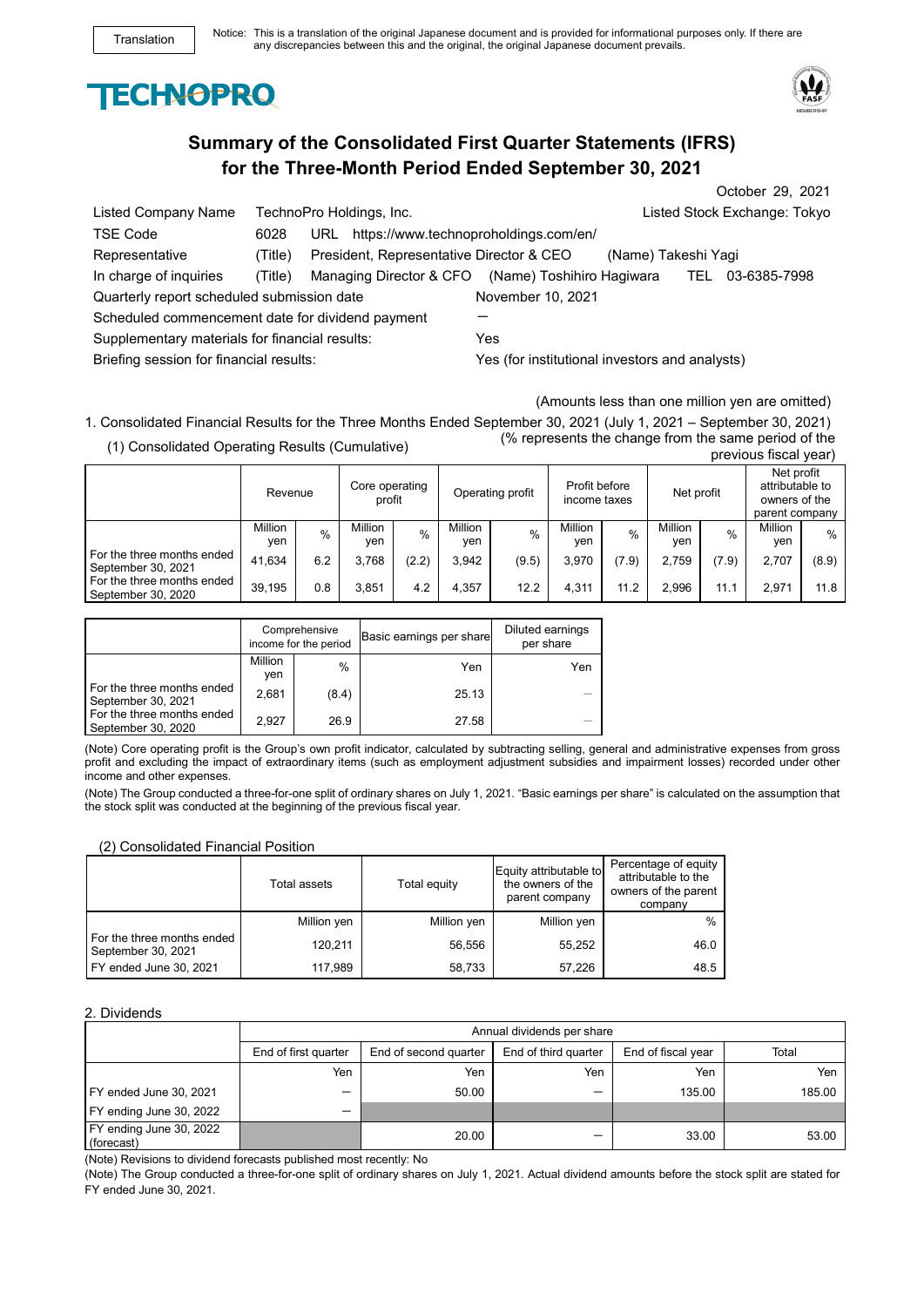Translation

Notice: This is a translation of the original Japanese document and is provided for informational purposes only. If there are any discrepancies between this and the original, the original Japanese document prevails.

TECHNOPRO

# Summary of the Consolidated First Quarter Statements (IFRS) for the Three-Month Period Ended September 30, 2021

October 29, 2021

Listed Company Name: TechnoPro Holdings, Inc. Listed Stock Exchange: Tokyo

TSE Code: 6028 URL https://www.technoproholdings.com/en/

Representative: (Title) President, Representative Director & CEO (Name) Takeshi Yagi

In charge of inquiries: (Title) Managing Director & CFO (Name) Toshihiro Hagiwara TEL 03-6385-7998

Quarterly report scheduled submission date: November 10, 2021

Scheduled commencement date for dividend payment: —

Supplementary materials for financial results: Yes

Briefing session for financial results: Yes (for institutional investors and analysts)

(Amounts less than one million yen are omitted)

1. Consolidated Financial Results for the Three Months Ended September 30, 2021 (July 1, 2021 – September 30, 2021)

(1) Consolidated Operating Results (Cumulative)

(% represents the change from the same period of the previous fiscal year)

| | Revenue | | Core operating profit | | Operating profit | | Profit before income taxes | | Net profit | | Net profit attributable to owners of the parent company | |
|---|---|---|---|---|---|---|---|---|---|---|---|---|
| | Million yen | % | Million yen | % | Million yen | % | Million yen | % | Million yen | % | Million yen | % |
| For the three months ended September 30, 2021 | 41,634 | 6.2 | 3,768 | (2.2) | 3,942 | (9.5) | 3,970 | (7.9) | 2,759 | (7.9) | 2,707 | (8.9) |
| For the three months ended September 30, 2020 | 39,195 | 0.8 | 3,851 | 4.2 | 4,357 | 12.2 | 4,311 | 11.2 | 2,996 | 11.1 | 2,971 | 11.8 |

| | Comprehensive income for the period | | Basic earnings per share | Diluted earnings per share |
|---|---|---|---|---|
| | Million yen | % | Yen | Yen |
| For the three months ended September 30, 2021 | 2,681 | (8.4) | 25.13 | — |
| For the three months ended September 30, 2020 | 2,927 | 26.9 | 27.58 | — |

(Note) Core operating profit is the Group's own profit indicator, calculated by subtracting selling, general and administrative expenses from gross profit and excluding the impact of extraordinary items (such as employment adjustment subsidies and impairment losses) recorded under other income and other expenses.

(Note) The Group conducted a three-for-one split of ordinary shares on July 1, 2021. "Basic earnings per share" is calculated on the assumption that the stock split was conducted at the beginning of the previous fiscal year.

(2) Consolidated Financial Position

| | Total assets | Total equity | Equity attributable to the owners of the parent company | Percentage of equity attributable to the owners of the parent company |
|---|---|---|---|---|
| | Million yen | Million yen | Million yen | % |
| For the three months ended September 30, 2021 | 120,211 | 56,556 | 55,252 | 46.0 |
| FY ended June 30, 2021 | 117,989 | 58,733 | 57,226 | 48.5 |

2. Dividends

| | Annual dividends per share | | | | |
|---|---|---|---|---|---|
| | End of first quarter | End of second quarter | End of third quarter | End of fiscal year | Total |
| | Yen | Yen | Yen | Yen | Yen |
| FY ended June 30, 2021 | — | 50.00 | — | 135.00 | 185.00 |
| FY ending June 30, 2022 | — | | | | |
| FY ending June 30, 2022 (forecast) | | 20.00 | — | 33.00 | 53.00 |

(Note) Revisions to dividend forecasts published most recently: No

(Note) The Group conducted a three-for-one split of ordinary shares on July 1, 2021. Actual dividend amounts before the stock split are stated for FY ended June 30, 2021.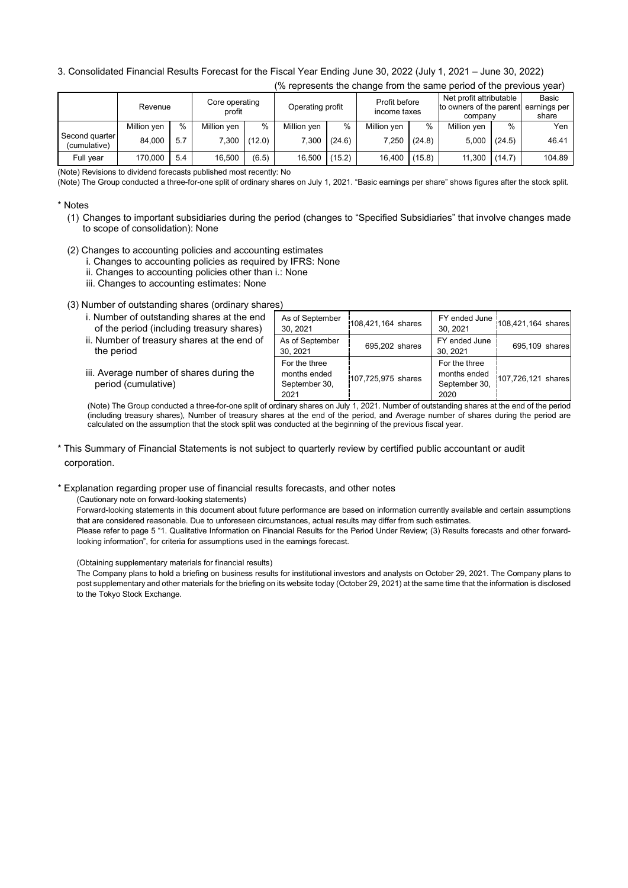3. Consolidated Financial Results Forecast for the Fiscal Year Ending June 30, 2022 (July 1, 2021 – June 30, 2022)

(% represents the change from the same period of the previous year)

| | Revenue | | Core operating profit | | Operating profit | | Profit before income taxes | | Net profit attributable to owners of the parent company | | Basic earnings per share |
|---|---|---|---|---|---|---|---|---|---|---|---|
| | Million yen | % | Million yen | % | Million yen | % | Million yen | % | Million yen | % | Yen |
| Second quarter (cumulative) | 84,000 | 5.7 | 7,300 | (12.0) | 7,300 | (24.6) | 7,250 | (24.8) | 5,000 | (24.5) | 46.41 |
| Full year | 170,000 | 5.4 | 16,500 | (6.5) | 16,500 | (15.2) | 16,400 | (15.8) | 11,300 | (14.7) | 104.89 |

(Note) Revisions to dividend forecasts published most recently: No

(Note) The Group conducted a three-for-one split of ordinary shares on July 1, 2021. "Basic earnings per share" shows figures after the stock split.

\* Notes

(1) Changes to important subsidiaries during the period (changes to "Specified Subsidiaries" that involve changes made to scope of consolidation): None

(2) Changes to accounting policies and accounting estimates
- i. Changes to accounting policies as required by IFRS: None
- ii. Changes to accounting policies other than i.: None
- iii. Changes to accounting estimates: None

(3) Number of outstanding shares (ordinary shares)

| | | | | |
|---|---|---|---|---|
| i. Number of outstanding shares at the end of the period (including treasury shares) | As of September 30, 2021 | 108,421,164 shares | FY ended June 30, 2021 | 108,421,164 shares |
| ii. Number of treasury shares at the end of the period | As of September 30, 2021 | 695,202 shares | FY ended June 30, 2021 | 695,109 shares |
| iii. Average number of shares during the period (cumulative) | For the three months ended September 30, 2021 | 107,725,975 shares | For the three months ended September 30, 2020 | 107,726,121 shares |

(Note) The Group conducted a three-for-one split of ordinary shares on July 1, 2021. Number of outstanding shares at the end of the period (including treasury shares), Number of treasury shares at the end of the period, and Average number of shares during the period are calculated on the assumption that the stock split was conducted at the beginning of the previous fiscal year.

\* This Summary of Financial Statements is not subject to quarterly review by certified public accountant or audit corporation.

\* Explanation regarding proper use of financial results forecasts, and other notes

(Cautionary note on forward-looking statements)

Forward-looking statements in this document about future performance are based on information currently available and certain assumptions that are considered reasonable. Due to unforeseen circumstances, actual results may differ from such estimates.

Please refer to page 5 "1. Qualitative Information on Financial Results for the Period Under Review; (3) Results forecasts and other forward-looking information", for criteria for assumptions used in the earnings forecast.

(Obtaining supplementary materials for financial results)

The Company plans to hold a briefing on business results for institutional investors and analysts on October 29, 2021. The Company plans to post supplementary and other materials for the briefing on its website today (October 29, 2021) at the same time that the information is disclosed to the Tokyo Stock Exchange.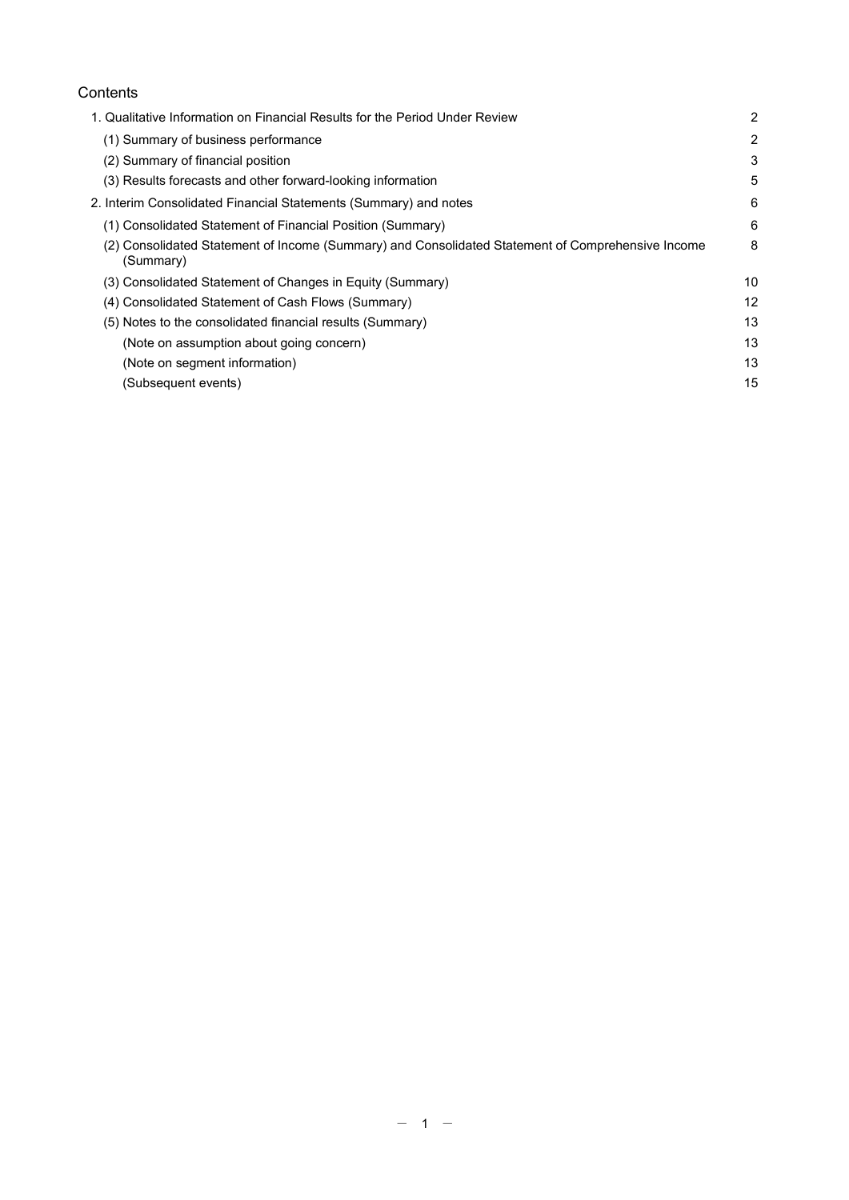Contents

| | |
|---|---|
| 1. Qualitative Information on Financial Results for the Period Under Review | 2 |
| (1) Summary of business performance | 2 |
| (2) Summary of financial position | 3 |
| (3) Results forecasts and other forward-looking information | 5 |
| 2. Interim Consolidated Financial Statements (Summary) and notes | 6 |
| (1) Consolidated Statement of Financial Position (Summary) | 6 |
| (2) Consolidated Statement of Income (Summary) and Consolidated Statement of Comprehensive Income (Summary) | 8 |
| (3) Consolidated Statement of Changes in Equity (Summary) | 10 |
| (4) Consolidated Statement of Cash Flows (Summary) | 12 |
| (5) Notes to the consolidated financial results (Summary) | 13 |
| (Note on assumption about going concern) | 13 |
| (Note on segment information) | 13 |
| (Subsequent events) | 15 |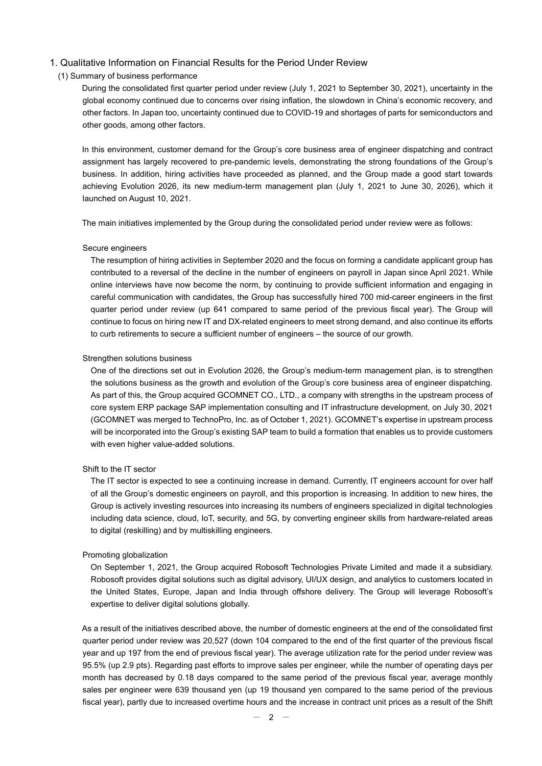## 1. Qualitative Information on Financial Results for the Period Under Review

### (1) Summary of business performance

During the consolidated first quarter period under review (July 1, 2021 to September 30, 2021), uncertainty in the global economy continued due to concerns over rising inflation, the slowdown in China's economic recovery, and other factors. In Japan too, uncertainty continued due to COVID-19 and shortages of parts for semiconductors and other goods, among other factors.

In this environment, customer demand for the Group's core business area of engineer dispatching and contract assignment has largely recovered to pre-pandemic levels, demonstrating the strong foundations of the Group's business. In addition, hiring activities have proceeded as planned, and the Group made a good start towards achieving Evolution 2026, its new medium-term management plan (July 1, 2021 to June 30, 2026), which it launched on August 10, 2021.

The main initiatives implemented by the Group during the consolidated period under review were as follows:

Secure engineers

The resumption of hiring activities in September 2020 and the focus on forming a candidate applicant group has contributed to a reversal of the decline in the number of engineers on payroll in Japan since April 2021. While online interviews have now become the norm, by continuing to provide sufficient information and engaging in careful communication with candidates, the Group has successfully hired 700 mid-career engineers in the first quarter period under review (up 641 compared to same period of the previous fiscal year). The Group will continue to focus on hiring new IT and DX-related engineers to meet strong demand, and also continue its efforts to curb retirements to secure a sufficient number of engineers – the source of our growth.

Strengthen solutions business

One of the directions set out in Evolution 2026, the Group's medium-term management plan, is to strengthen the solutions business as the growth and evolution of the Group's core business area of engineer dispatching. As part of this, the Group acquired GCOMNET CO., LTD., a company with strengths in the upstream process of core system ERP package SAP implementation consulting and IT infrastructure development, on July 30, 2021 (GCOMNET was merged to TechnoPro, Inc. as of October 1, 2021). GCOMNET's expertise in upstream process will be incorporated into the Group's existing SAP team to build a formation that enables us to provide customers with even higher value-added solutions.

Shift to the IT sector

The IT sector is expected to see a continuing increase in demand. Currently, IT engineers account for over half of all the Group's domestic engineers on payroll, and this proportion is increasing. In addition to new hires, the Group is actively investing resources into increasing its numbers of engineers specialized in digital technologies including data science, cloud, IoT, security, and 5G, by converting engineer skills from hardware-related areas to digital (reskilling) and by multiskilling engineers.

Promoting globalization

On September 1, 2021, the Group acquired Robosoft Technologies Private Limited and made it a subsidiary. Robosoft provides digital solutions such as digital advisory, UI/UX design, and analytics to customers located in the United States, Europe, Japan and India through offshore delivery. The Group will leverage Robosoft's expertise to deliver digital solutions globally.

As a result of the initiatives described above, the number of domestic engineers at the end of the consolidated first quarter period under review was 20,527 (down 104 compared to the end of the first quarter of the previous fiscal year and up 197 from the end of previous fiscal year). The average utilization rate for the period under review was 95.5% (up 2.9 pts). Regarding past efforts to improve sales per engineer, while the number of operating days per month has decreased by 0.18 days compared to the same period of the previous fiscal year, average monthly sales per engineer were 639 thousand yen (up 19 thousand yen compared to the same period of the previous fiscal year), partly due to increased overtime hours and the increase in contract unit prices as a result of the Shift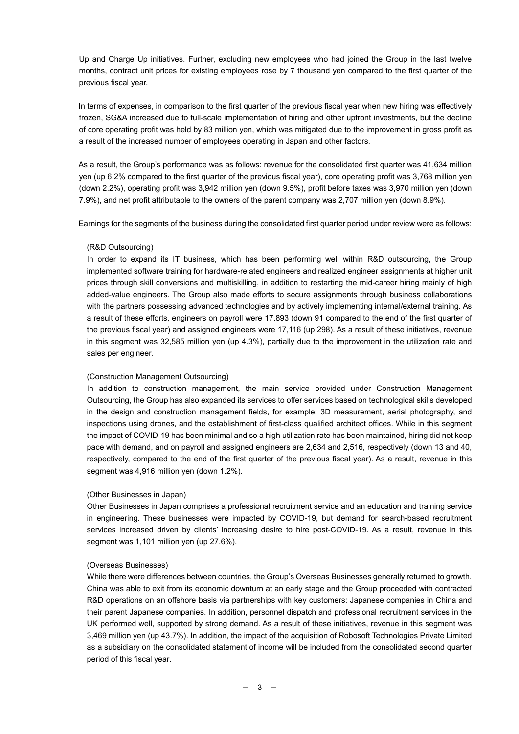Up and Charge Up initiatives. Further, excluding new employees who had joined the Group in the last twelve months, contract unit prices for existing employees rose by 7 thousand yen compared to the first quarter of the previous fiscal year.

In terms of expenses, in comparison to the first quarter of the previous fiscal year when new hiring was effectively frozen, SG&A increased due to full-scale implementation of hiring and other upfront investments, but the decline of core operating profit was held by 83 million yen, which was mitigated due to the improvement in gross profit as a result of the increased number of employees operating in Japan and other factors.

As a result, the Group's performance was as follows: revenue for the consolidated first quarter was 41,634 million yen (up 6.2% compared to the first quarter of the previous fiscal year), core operating profit was 3,768 million yen (down 2.2%), operating profit was 3,942 million yen (down 9.5%), profit before taxes was 3,970 million yen (down 7.9%), and net profit attributable to the owners of the parent company was 2,707 million yen (down 8.9%).

Earnings for the segments of the business during the consolidated first quarter period under review were as follows:

(R&D Outsourcing)

In order to expand its IT business, which has been performing well within R&D outsourcing, the Group implemented software training for hardware-related engineers and realized engineer assignments at higher unit prices through skill conversions and multiskilling, in addition to restarting the mid-career hiring mainly of high added-value engineers. The Group also made efforts to secure assignments through business collaborations with the partners possessing advanced technologies and by actively implementing internal/external training. As a result of these efforts, engineers on payroll were 17,893 (down 91 compared to the end of the first quarter of the previous fiscal year) and assigned engineers were 17,116 (up 298). As a result of these initiatives, revenue in this segment was 32,585 million yen (up 4.3%), partially due to the improvement in the utilization rate and sales per engineer.

(Construction Management Outsourcing)

In addition to construction management, the main service provided under Construction Management Outsourcing, the Group has also expanded its services to offer services based on technological skills developed in the design and construction management fields, for example: 3D measurement, aerial photography, and inspections using drones, and the establishment of first-class qualified architect offices. While in this segment the impact of COVID-19 has been minimal and so a high utilization rate has been maintained, hiring did not keep pace with demand, and on payroll and assigned engineers are 2,634 and 2,516, respectively (down 13 and 40, respectively, compared to the end of the first quarter of the previous fiscal year). As a result, revenue in this segment was 4,916 million yen (down 1.2%).

(Other Businesses in Japan)

Other Businesses in Japan comprises a professional recruitment service and an education and training service in engineering. These businesses were impacted by COVID-19, but demand for search-based recruitment services increased driven by clients' increasing desire to hire post-COVID-19. As a result, revenue in this segment was 1,101 million yen (up 27.6%).

(Overseas Businesses)

While there were differences between countries, the Group's Overseas Businesses generally returned to growth. China was able to exit from its economic downturn at an early stage and the Group proceeded with contracted R&D operations on an offshore basis via partnerships with key customers: Japanese companies in China and their parent Japanese companies. In addition, personnel dispatch and professional recruitment services in the UK performed well, supported by strong demand. As a result of these initiatives, revenue in this segment was 3,469 million yen (up 43.7%). In addition, the impact of the acquisition of Robosoft Technologies Private Limited as a subsidiary on the consolidated statement of income will be included from the consolidated second quarter period of this fiscal year.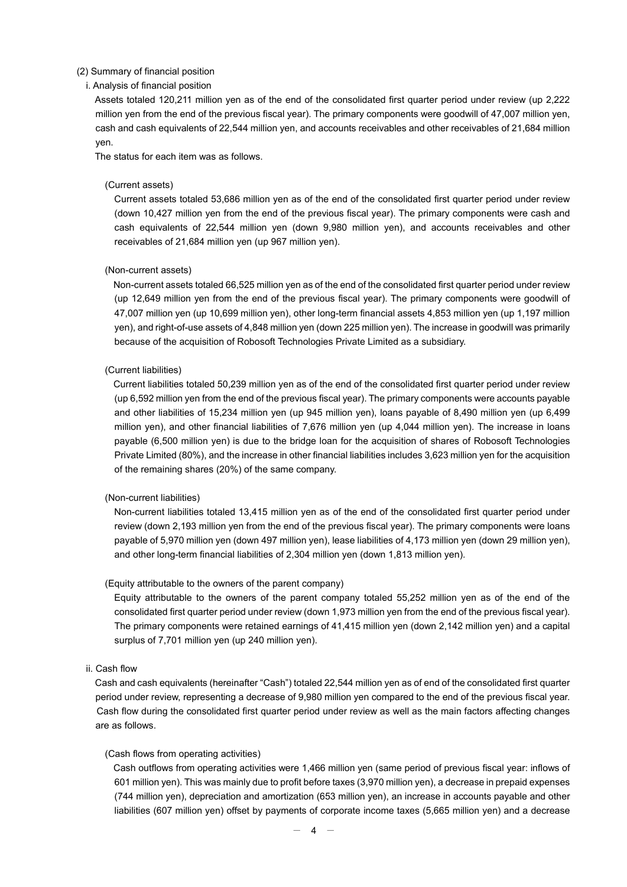(2) Summary of financial position

i. Analysis of financial position

Assets totaled 120,211 million yen as of the end of the consolidated first quarter period under review (up 2,222 million yen from the end of the previous fiscal year). The primary components were goodwill of 47,007 million yen, cash and cash equivalents of 22,544 million yen, and accounts receivables and other receivables of 21,684 million yen.

The status for each item was as follows.

(Current assets)

Current assets totaled 53,686 million yen as of the end of the consolidated first quarter period under review (down 10,427 million yen from the end of the previous fiscal year). The primary components were cash and cash equivalents of 22,544 million yen (down 9,980 million yen), and accounts receivables and other receivables of 21,684 million yen (up 967 million yen).

(Non-current assets)

Non-current assets totaled 66,525 million yen as of the end of the consolidated first quarter period under review (up 12,649 million yen from the end of the previous fiscal year). The primary components were goodwill of 47,007 million yen (up 10,699 million yen), other long-term financial assets 4,853 million yen (up 1,197 million yen), and right-of-use assets of 4,848 million yen (down 225 million yen). The increase in goodwill was primarily because of the acquisition of Robosoft Technologies Private Limited as a subsidiary.

(Current liabilities)

Current liabilities totaled 50,239 million yen as of the end of the consolidated first quarter period under review (up 6,592 million yen from the end of the previous fiscal year). The primary components were accounts payable and other liabilities of 15,234 million yen (up 945 million yen), loans payable of 8,490 million yen (up 6,499 million yen), and other financial liabilities of 7,676 million yen (up 4,044 million yen). The increase in loans payable (6,500 million yen) is due to the bridge loan for the acquisition of shares of Robosoft Technologies Private Limited (80%), and the increase in other financial liabilities includes 3,623 million yen for the acquisition of the remaining shares (20%) of the same company.

(Non-current liabilities)

Non-current liabilities totaled 13,415 million yen as of the end of the consolidated first quarter period under review (down 2,193 million yen from the end of the previous fiscal year). The primary components were loans payable of 5,970 million yen (down 497 million yen), lease liabilities of 4,173 million yen (down 29 million yen), and other long-term financial liabilities of 2,304 million yen (down 1,813 million yen).

(Equity attributable to the owners of the parent company)

Equity attributable to the owners of the parent company totaled 55,252 million yen as of the end of the consolidated first quarter period under review (down 1,973 million yen from the end of the previous fiscal year). The primary components were retained earnings of 41,415 million yen (down 2,142 million yen) and a capital surplus of 7,701 million yen (up 240 million yen).

ii. Cash flow

Cash and cash equivalents (hereinafter "Cash") totaled 22,544 million yen as of end of the consolidated first quarter period under review, representing a decrease of 9,980 million yen compared to the end of the previous fiscal year. Cash flow during the consolidated first quarter period under review as well as the main factors affecting changes are as follows.

(Cash flows from operating activities)

Cash outflows from operating activities were 1,466 million yen (same period of previous fiscal year: inflows of 601 million yen). This was mainly due to profit before taxes (3,970 million yen), a decrease in prepaid expenses (744 million yen), depreciation and amortization (653 million yen), an increase in accounts payable and other liabilities (607 million yen) offset by payments of corporate income taxes (5,665 million yen) and a decrease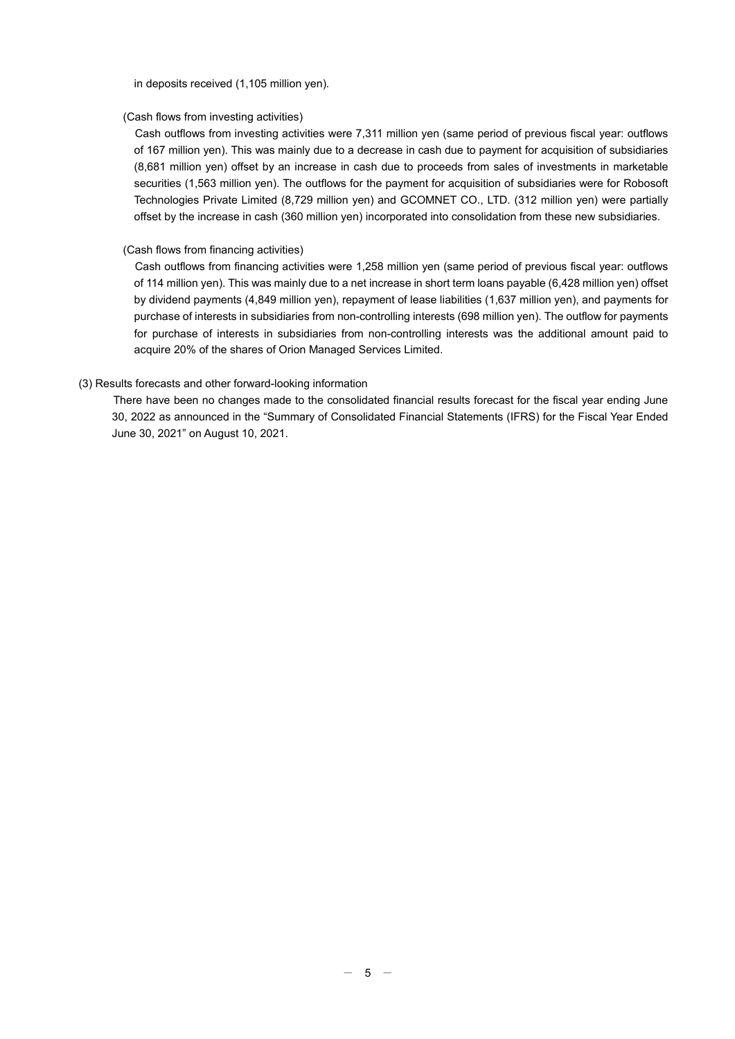in deposits received (1,105 million yen).

(Cash flows from investing activities)

Cash outflows from investing activities were 7,311 million yen (same period of previous fiscal year: outflows of 167 million yen). This was mainly due to a decrease in cash due to payment for acquisition of subsidiaries (8,681 million yen) offset by an increase in cash due to proceeds from sales of investments in marketable securities (1,563 million yen). The outflows for the payment for acquisition of subsidiaries were for Robosoft Technologies Private Limited (8,729 million yen) and GCOMNET CO., LTD. (312 million yen) were partially offset by the increase in cash (360 million yen) incorporated into consolidation from these new subsidiaries.

(Cash flows from financing activities)

Cash outflows from financing activities were 1,258 million yen (same period of previous fiscal year: outflows of 114 million yen). This was mainly due to a net increase in short term loans payable (6,428 million yen) offset by dividend payments (4,849 million yen), repayment of lease liabilities (1,637 million yen), and payments for purchase of interests in subsidiaries from non-controlling interests (698 million yen). The outflow for payments for purchase of interests in subsidiaries from non-controlling interests was the additional amount paid to acquire 20% of the shares of Orion Managed Services Limited.

(3) Results forecasts and other forward-looking information

There have been no changes made to the consolidated financial results forecast for the fiscal year ending June 30, 2022 as announced in the "Summary of Consolidated Financial Statements (IFRS) for the Fiscal Year Ended June 30, 2021" on August 10, 2021.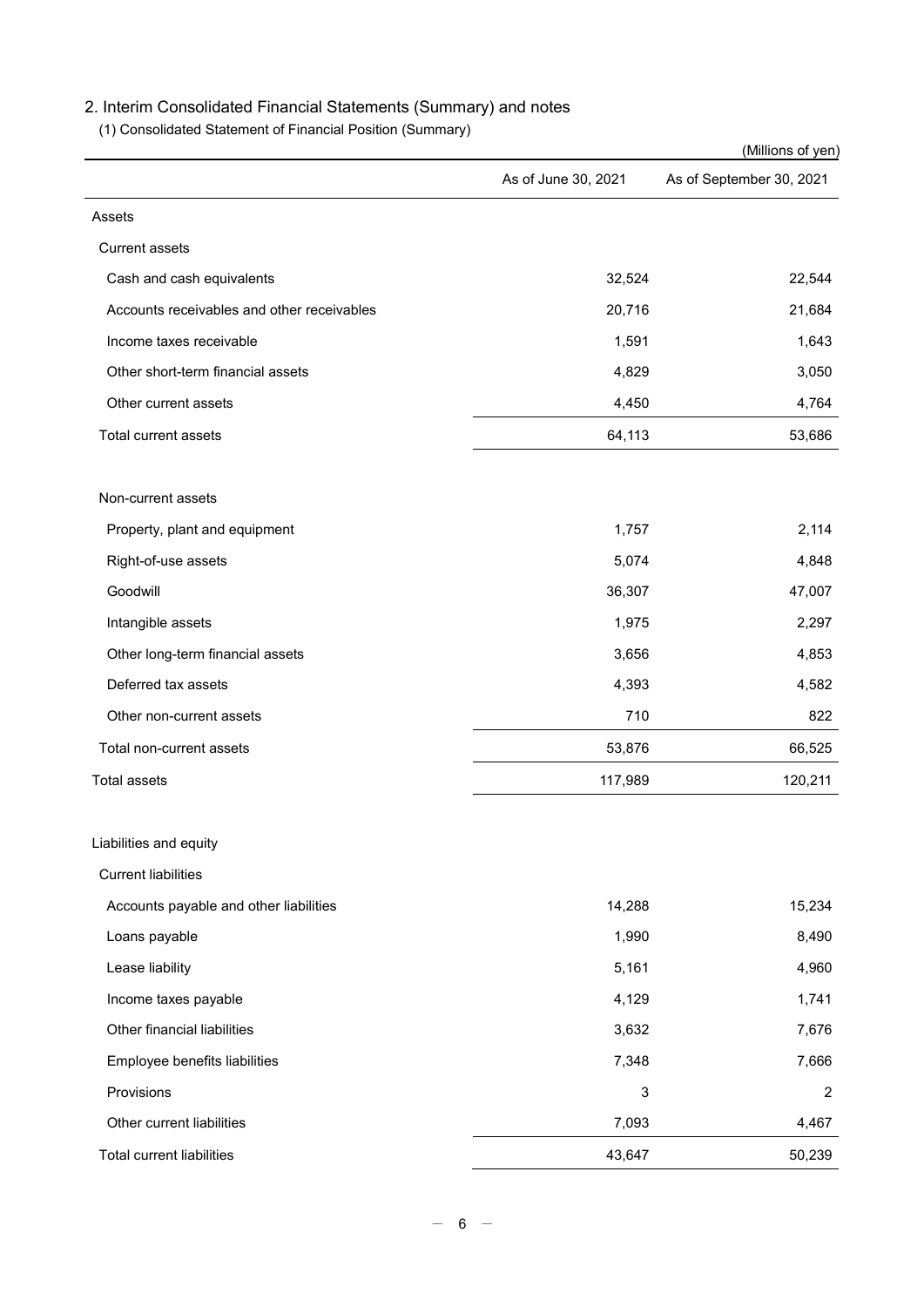## 2. Interim Consolidated Financial Statements (Summary) and notes

### (1) Consolidated Statement of Financial Position (Summary)

(Millions of yen)

| | As of June 30, 2021 | As of September 30, 2021 |
|---|---|---|
| Assets | | |
| Current assets | | |
| Cash and cash equivalents | 32,524 | 22,544 |
| Accounts receivables and other receivables | 20,716 | 21,684 |
| Income taxes receivable | 1,591 | 1,643 |
| Other short-term financial assets | 4,829 | 3,050 |
| Other current assets | 4,450 | 4,764 |
| Total current assets | 64,113 | 53,686 |
| | | |
| Non-current assets | | |
| Property, plant and equipment | 1,757 | 2,114 |
| Right-of-use assets | 5,074 | 4,848 |
| Goodwill | 36,307 | 47,007 |
| Intangible assets | 1,975 | 2,297 |
| Other long-term financial assets | 3,656 | 4,853 |
| Deferred tax assets | 4,393 | 4,582 |
| Other non-current assets | 710 | 822 |
| Total non-current assets | 53,876 | 66,525 |
| Total assets | 117,989 | 120,211 |
| | | |
| Liabilities and equity | | |
| Current liabilities | | |
| Accounts payable and other liabilities | 14,288 | 15,234 |
| Loans payable | 1,990 | 8,490 |
| Lease liability | 5,161 | 4,960 |
| Income taxes payable | 4,129 | 1,741 |
| Other financial liabilities | 3,632 | 7,676 |
| Employee benefits liabilities | 7,348 | 7,666 |
| Provisions | 3 | 2 |
| Other current liabilities | 7,093 | 4,467 |
| Total current liabilities | 43,647 | 50,239 |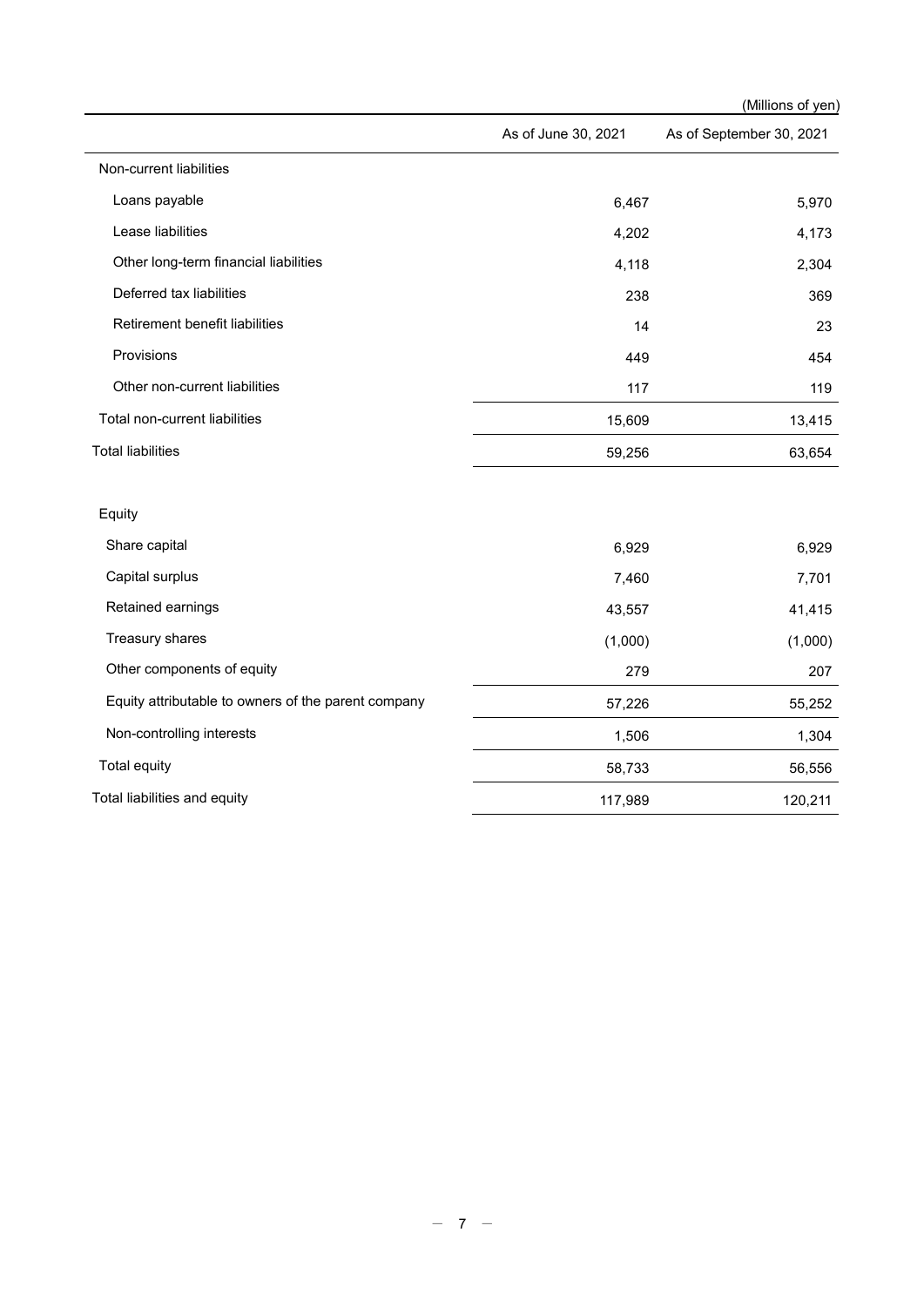(Millions of yen)

| | As of June 30, 2021 | As of September 30, 2021 |
|---|---|---|
| Non-current liabilities | | |
| Loans payable | 6,467 | 5,970 |
| Lease liabilities | 4,202 | 4,173 |
| Other long-term financial liabilities | 4,118 | 2,304 |
| Deferred tax liabilities | 238 | 369 |
| Retirement benefit liabilities | 14 | 23 |
| Provisions | 449 | 454 |
| Other non-current liabilities | 117 | 119 |
| Total non-current liabilities | 15,609 | 13,415 |
| Total liabilities | 59,256 | 63,654 |
| | | |
| Equity | | |
| Share capital | 6,929 | 6,929 |
| Capital surplus | 7,460 | 7,701 |
| Retained earnings | 43,557 | 41,415 |
| Treasury shares | (1,000) | (1,000) |
| Other components of equity | 279 | 207 |
| Equity attributable to owners of the parent company | 57,226 | 55,252 |
| Non-controlling interests | 1,506 | 1,304 |
| Total equity | 58,733 | 56,556 |
| Total liabilities and equity | 117,989 | 120,211 |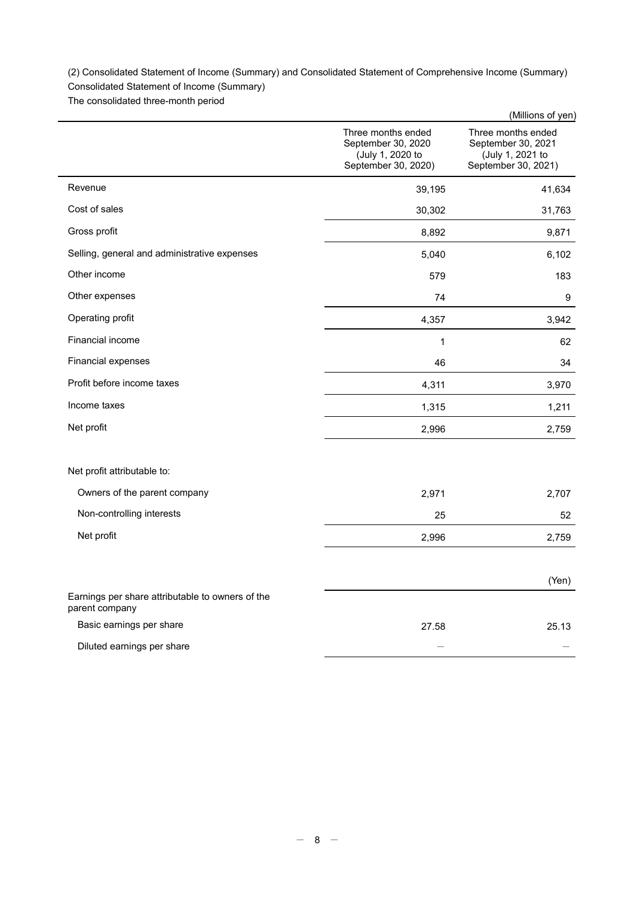(2) Consolidated Statement of Income (Summary) and Consolidated Statement of Comprehensive Income (Summary)

Consolidated Statement of Income (Summary)

The consolidated three-month period

(Millions of yen)

| | Three months ended September 30, 2020 (July 1, 2020 to September 30, 2020) | Three months ended September 30, 2021 (July 1, 2021 to September 30, 2021) |
|---|---|---|
| Revenue | 39,195 | 41,634 |
| Cost of sales | 30,302 | 31,763 |
| Gross profit | 8,892 | 9,871 |
| Selling, general and administrative expenses | 5,040 | 6,102 |
| Other income | 579 | 183 |
| Other expenses | 74 | 9 |
| Operating profit | 4,357 | 3,942 |
| Financial income | 1 | 62 |
| Financial expenses | 46 | 34 |
| Profit before income taxes | 4,311 | 3,970 |
| Income taxes | 1,315 | 1,211 |
| Net profit | 2,996 | 2,759 |
| | | |
| Net profit attributable to: | | |
| Owners of the parent company | 2,971 | 2,707 |
| Non-controlling interests | 25 | 52 |
| Net profit | 2,996 | 2,759 |

(Yen)

| | | |
|---|---|---|
| Earnings per share attributable to owners of the parent company | | |
| Basic earnings per share | 27.58 | 25.13 |
| Diluted earnings per share | — | — |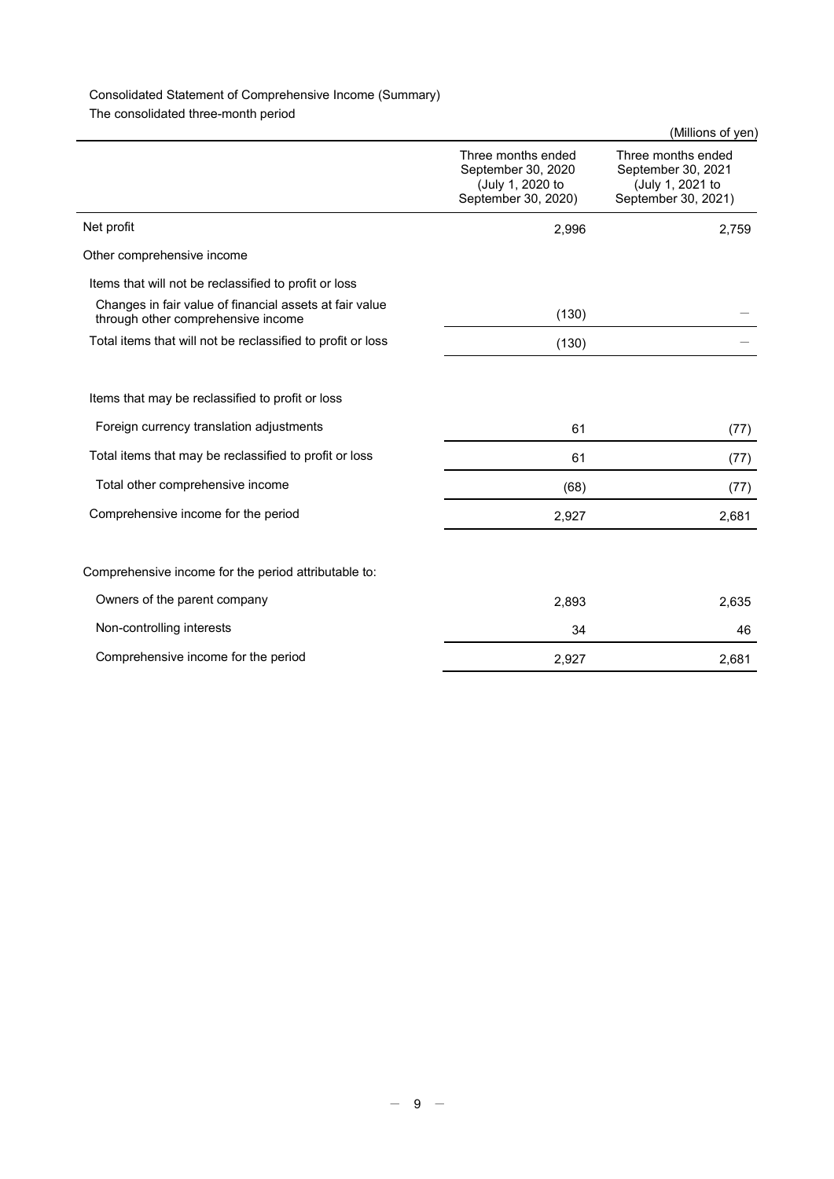Consolidated Statement of Comprehensive Income (Summary)

The consolidated three-month period

(Millions of yen)

| | Three months ended September 30, 2020 (July 1, 2020 to September 30, 2020) | Three months ended September 30, 2021 (July 1, 2021 to September 30, 2021) |
|---|---|---|
| Net profit | 2,996 | 2,759 |
| Other comprehensive income | | |
| Items that will not be reclassified to profit or loss | | |
| Changes in fair value of financial assets at fair value through other comprehensive income | (130) | ― |
| Total items that will not be reclassified to profit or loss | (130) | ― |
| Items that may be reclassified to profit or loss | | |
| Foreign currency translation adjustments | 61 | (77) |
| Total items that may be reclassified to profit or loss | 61 | (77) |
| Total other comprehensive income | (68) | (77) |
| Comprehensive income for the period | 2,927 | 2,681 |
| Comprehensive income for the period attributable to: | | |
| Owners of the parent company | 2,893 | 2,635 |
| Non-controlling interests | 34 | 46 |
| Comprehensive income for the period | 2,927 | 2,681 |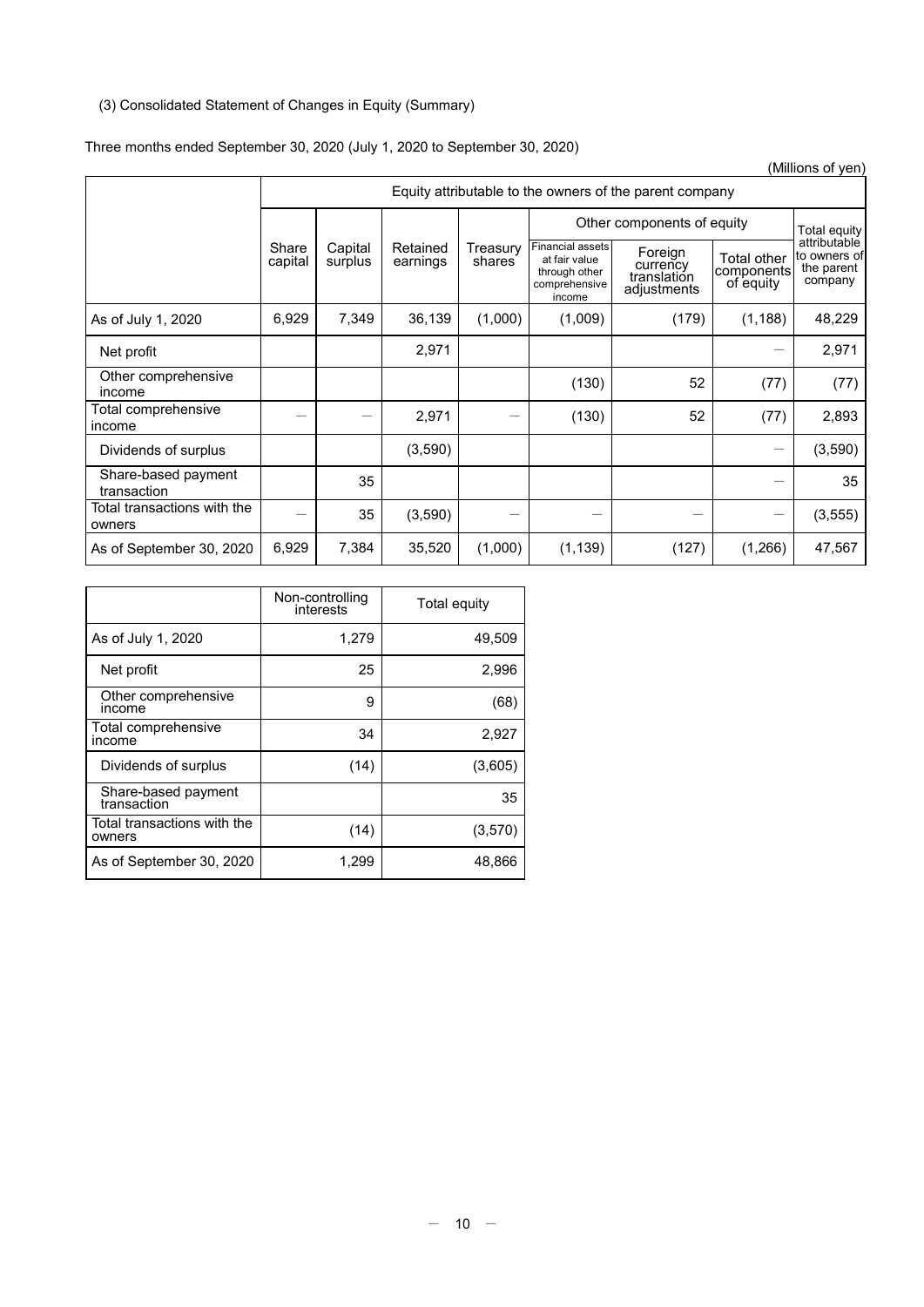(3) Consolidated Statement of Changes in Equity (Summary)

Three months ended September 30, 2020 (July 1, 2020 to September 30, 2020)

(Millions of yen)

| | Equity attributable to the owners of the parent company | | | | | | | |
|---|---|---|---|---|---|---|---|---|
| | | | | | Other components of equity | | | Total equity attributable to owners of the parent company |
| | Share capital | Capital surplus | Retained earnings | Treasury shares | Financial assets at fair value through other comprehensive income | Foreign currency translation adjustments | Total other components of equity | |
| As of July 1, 2020 | 6,929 | 7,349 | 36,139 | (1,000) | (1,009) | (179) | (1,188) | 48,229 |
| Net profit | | | 2,971 | | | | — | 2,971 |
| Other comprehensive income | | | | | (130) | 52 | (77) | (77) |
| Total comprehensive income | — | — | 2,971 | — | (130) | 52 | (77) | 2,893 |
| Dividends of surplus | | | (3,590) | | | | — | (3,590) |
| Share-based payment transaction | | 35 | | | | | — | 35 |
| Total transactions with the owners | — | 35 | (3,590) | — | — | — | — | (3,555) |
| As of September 30, 2020 | 6,929 | 7,384 | 35,520 | (1,000) | (1,139) | (127) | (1,266) | 47,567 |

| | Non-controlling interests | Total equity |
|---|---|---|
| As of July 1, 2020 | 1,279 | 49,509 |
| Net profit | 25 | 2,996 |
| Other comprehensive income | 9 | (68) |
| Total comprehensive income | 34 | 2,927 |
| Dividends of surplus | (14) | (3,605) |
| Share-based payment transaction | | 35 |
| Total transactions with the owners | (14) | (3,570) |
| As of September 30, 2020 | 1,299 | 48,866 |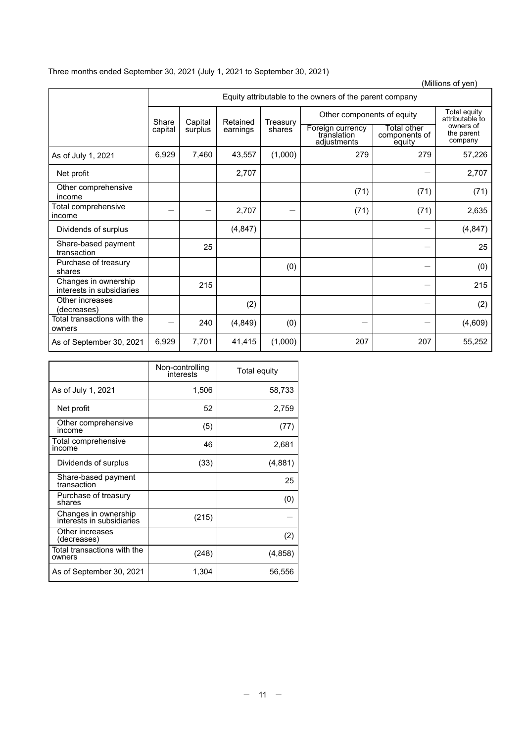Three months ended September 30, 2021 (July 1, 2021 to September 30, 2021)

(Millions of yen)

| | Equity attributable to the owners of the parent company | | | | | | |
|---|---|---|---|---|---|---|---|
| | Share capital | Capital surplus | Retained earnings | Treasury shares | Other components of equity | | Total equity attributable to owners of the parent company |
| | | | | | Foreign currency translation adjustments | Total other components of equity | |
| As of July 1, 2021 | 6,929 | 7,460 | 43,557 | (1,000) | 279 | 279 | 57,226 |
| Net profit | | | 2,707 | | | ― | 2,707 |
| Other comprehensive income | | | | | (71) | (71) | (71) |
| Total comprehensive income | ― | ― | 2,707 | ― | (71) | (71) | 2,635 |
| Dividends of surplus | | | (4,847) | | | ― | (4,847) |
| Share-based payment transaction | | 25 | | | | ― | 25 |
| Purchase of treasury shares | | | | (0) | | ― | (0) |
| Changes in ownership interests in subsidiaries | | 215 | | | | ― | 215 |
| Other increases (decreases) | | | (2) | | | ― | (2) |
| Total transactions with the owners | ― | 240 | (4,849) | (0) | ― | ― | (4,609) |
| As of September 30, 2021 | 6,929 | 7,701 | 41,415 | (1,000) | 207 | 207 | 55,252 |

| | Non-controlling interests | Total equity |
|---|---|---|
| As of July 1, 2021 | 1,506 | 58,733 |
| Net profit | 52 | 2,759 |
| Other comprehensive income | (5) | (77) |
| Total comprehensive income | 46 | 2,681 |
| Dividends of surplus | (33) | (4,881) |
| Share-based payment transaction | | 25 |
| Purchase of treasury shares | | (0) |
| Changes in ownership interests in subsidiaries | (215) | ― |
| Other increases (decreases) | | (2) |
| Total transactions with the owners | (248) | (4,858) |
| As of September 30, 2021 | 1,304 | 56,556 |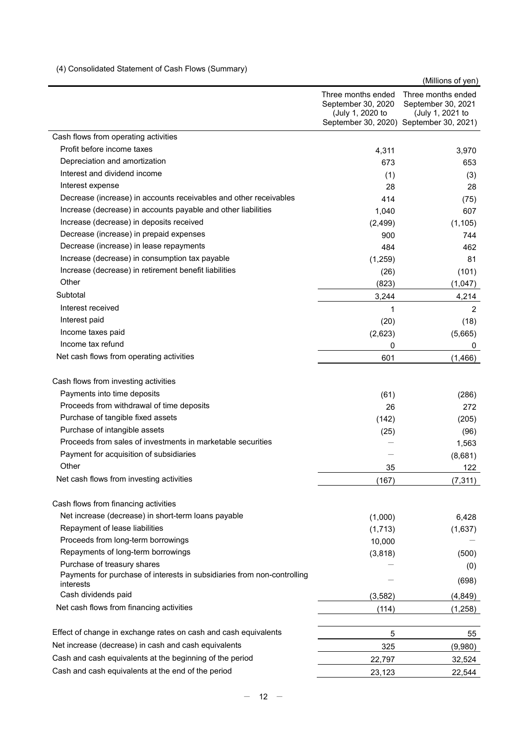(4) Consolidated Statement of Cash Flows (Summary)

(Millions of yen)

| | Three months ended September 30, 2020 (July 1, 2020 to September 30, 2020) | Three months ended September 30, 2021 (July 1, 2021 to September 30, 2021) |
|---|---|---|
| Cash flows from operating activities | | |
| Profit before income taxes | 4,311 | 3,970 |
| Depreciation and amortization | 673 | 653 |
| Interest and dividend income | (1) | (3) |
| Interest expense | 28 | 28 |
| Decrease (increase) in accounts receivables and other receivables | 414 | (75) |
| Increase (decrease) in accounts payable and other liabilities | 1,040 | 607 |
| Increase (decrease) in deposits received | (2,499) | (1,105) |
| Decrease (increase) in prepaid expenses | 900 | 744 |
| Decrease (increase) in lease repayments | 484 | 462 |
| Increase (decrease) in consumption tax payable | (1,259) | 81 |
| Increase (decrease) in retirement benefit liabilities | (26) | (101) |
| Other | (823) | (1,047) |
| Subtotal | 3,244 | 4,214 |
| Interest received | 1 | 2 |
| Interest paid | (20) | (18) |
| Income taxes paid | (2,623) | (5,665) |
| Income tax refund | 0 | 0 |
| Net cash flows from operating activities | 601 | (1,466) |
| Cash flows from investing activities | | |
| Payments into time deposits | (61) | (286) |
| Proceeds from withdrawal of time deposits | 26 | 272 |
| Purchase of tangible fixed assets | (142) | (205) |
| Purchase of intangible assets | (25) | (96) |
| Proceeds from sales of investments in marketable securities | — | 1,563 |
| Payment for acquisition of subsidiaries | — | (8,681) |
| Other | 35 | 122 |
| Net cash flows from investing activities | (167) | (7,311) |
| Cash flows from financing activities | | |
| Net increase (decrease) in short-term loans payable | (1,000) | 6,428 |
| Repayment of lease liabilities | (1,713) | (1,637) |
| Proceeds from long-term borrowings | 10,000 | — |
| Repayments of long-term borrowings | (3,818) | (500) |
| Purchase of treasury shares | — | (0) |
| Payments for purchase of interests in subsidiaries from non-controlling interests | — | (698) |
| Cash dividends paid | (3,582) | (4,849) |
| Net cash flows from financing activities | (114) | (1,258) |
| Effect of change in exchange rates on cash and cash equivalents | 5 | 55 |
| Net increase (decrease) in cash and cash equivalents | 325 | (9,980) |
| Cash and cash equivalents at the beginning of the period | 22,797 | 32,524 |
| Cash and cash equivalents at the end of the period | 23,123 | 22,544 |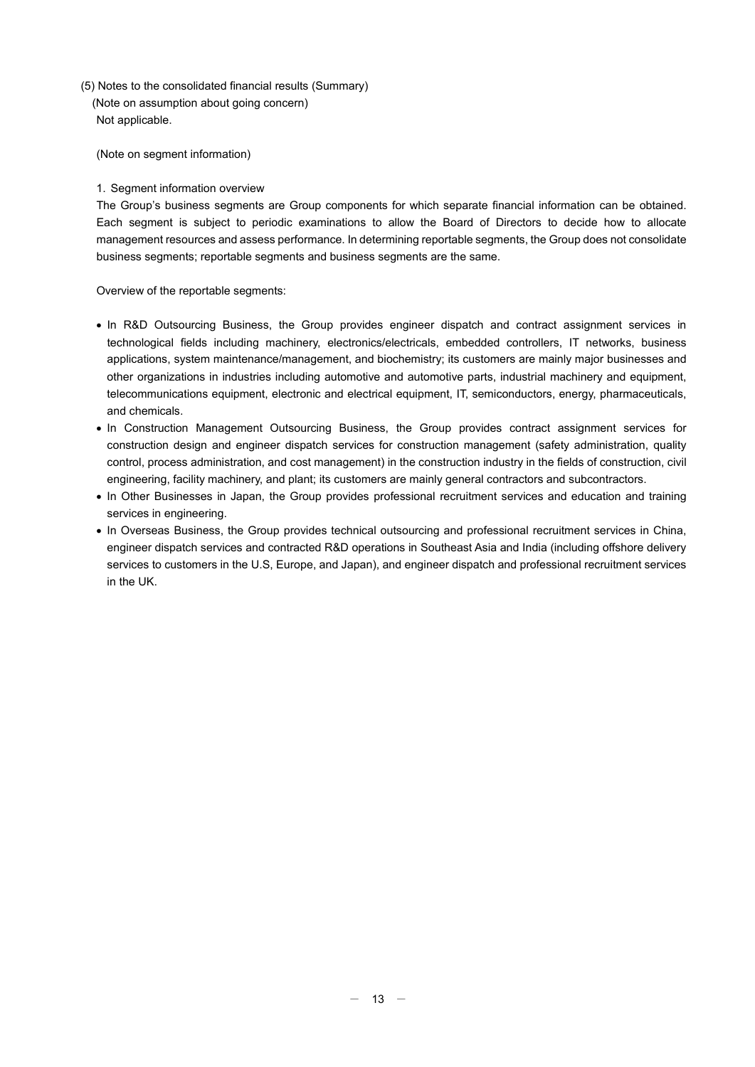(5) Notes to the consolidated financial results (Summary)

(Note on assumption about going concern)

Not applicable.

(Note on segment information)

1. Segment information overview

The Group's business segments are Group components for which separate financial information can be obtained. Each segment is subject to periodic examinations to allow the Board of Directors to decide how to allocate management resources and assess performance. In determining reportable segments, the Group does not consolidate business segments; reportable segments and business segments are the same.

Overview of the reportable segments:

- In R&D Outsourcing Business, the Group provides engineer dispatch and contract assignment services in technological fields including machinery, electronics/electricals, embedded controllers, IT networks, business applications, system maintenance/management, and biochemistry; its customers are mainly major businesses and other organizations in industries including automotive and automotive parts, industrial machinery and equipment, telecommunications equipment, electronic and electrical equipment, IT, semiconductors, energy, pharmaceuticals, and chemicals.
- In Construction Management Outsourcing Business, the Group provides contract assignment services for construction design and engineer dispatch services for construction management (safety administration, quality control, process administration, and cost management) in the construction industry in the fields of construction, civil engineering, facility machinery, and plant; its customers are mainly general contractors and subcontractors.
- In Other Businesses in Japan, the Group provides professional recruitment services and education and training services in engineering.
- In Overseas Business, the Group provides technical outsourcing and professional recruitment services in China, engineer dispatch services and contracted R&D operations in Southeast Asia and India (including offshore delivery services to customers in the U.S, Europe, and Japan), and engineer dispatch and professional recruitment services in the UK.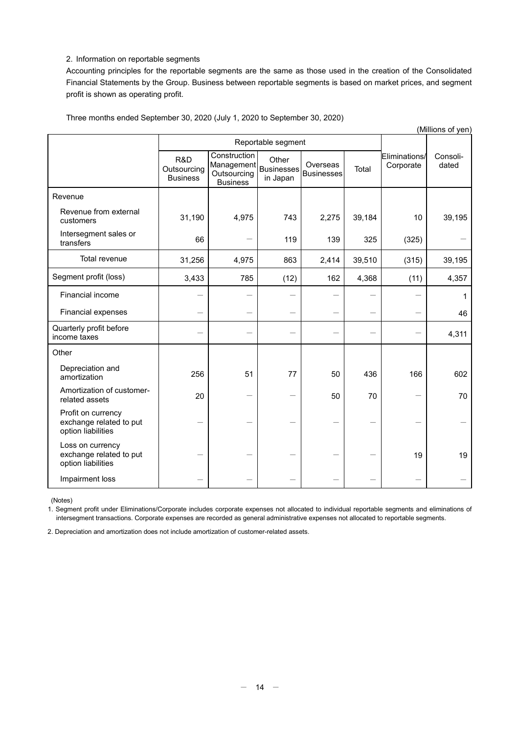2. Information on reportable segments

Accounting principles for the reportable segments are the same as those used in the creation of the Consolidated Financial Statements by the Group. Business between reportable segments is based on market prices, and segment profit is shown as operating profit.

Three months ended September 30, 2020 (July 1, 2020 to September 30, 2020)

(Millions of yen)

| | Reportable segment | | | | | Eliminations/ Corporate | Consoli- dated |
|---|---|---|---|---|---|---|---|
| | R&D Outsourcing Business | Construction Management Outsourcing Business | Other Businesses in Japan | Overseas Businesses | Total | | |
| Revenue | | | | | | | |
| Revenue from external customers | 31,190 | 4,975 | 743 | 2,275 | 39,184 | 10 | 39,195 |
| Intersegment sales or transfers | 66 | — | 119 | 139 | 325 | (325) | — |
| Total revenue | 31,256 | 4,975 | 863 | 2,414 | 39,510 | (315) | 39,195 |
| Segment profit (loss) | 3,433 | 785 | (12) | 162 | 4,368 | (11) | 4,357 |
| Financial income | — | — | — | — | — | — | 1 |
| Financial expenses | — | — | — | — | — | — | 46 |
| Quarterly profit before income taxes | — | — | — | — | — | — | 4,311 |
| Other | | | | | | | |
| Depreciation and amortization | 256 | 51 | 77 | 50 | 436 | 166 | 602 |
| Amortization of customer-related assets | 20 | — | — | 50 | 70 | — | 70 |
| Profit on currency exchange related to put option liabilities | — | — | — | — | — | — | — |
| Loss on currency exchange related to put option liabilities | — | — | — | — | — | 19 | 19 |
| Impairment loss | — | — | — | — | — | — | — |

(Notes)

1. Segment profit under Eliminations/Corporate includes corporate expenses not allocated to individual reportable segments and eliminations of intersegment transactions. Corporate expenses are recorded as general administrative expenses not allocated to reportable segments.

2. Depreciation and amortization does not include amortization of customer-related assets.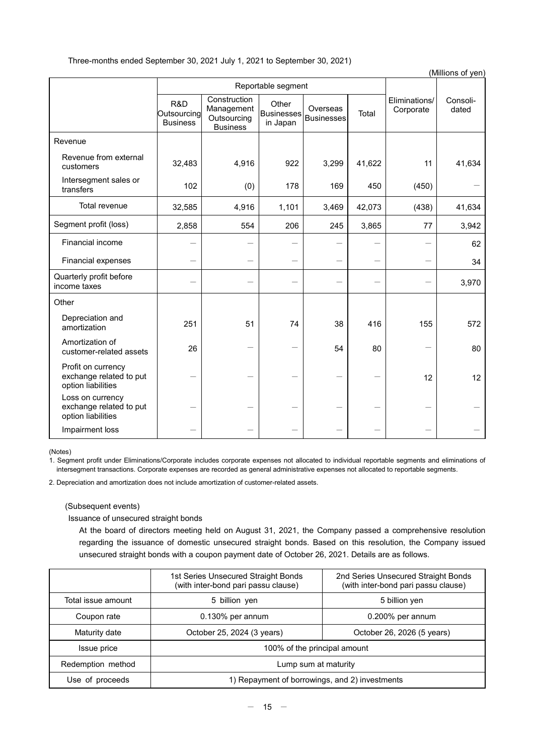Three-months ended September 30, 2021 July 1, 2021 to September 30, 2021)

(Millions of yen)

| | Reportable segment | | | | | Eliminations/ Corporate | Consoli-dated |
|---|---|---|---|---|---|---|---|
| | R&D Outsourcing Business | Construction Management Outsourcing Business | Other Businesses in Japan | Overseas Businesses | Total | | |
| Revenue | | | | | | | |
| Revenue from external customers | 32,483 | 4,916 | 922 | 3,299 | 41,622 | 11 | 41,634 |
| Intersegment sales or transfers | 102 | (0) | 178 | 169 | 450 | (450) | — |
| Total revenue | 32,585 | 4,916 | 1,101 | 3,469 | 42,073 | (438) | 41,634 |
| Segment profit (loss) | 2,858 | 554 | 206 | 245 | 3,865 | 77 | 3,942 |
| Financial income | — | — | — | — | — | — | 62 |
| Financial expenses | — | — | — | — | — | — | 34 |
| Quarterly profit before income taxes | — | — | — | — | — | — | 3,970 |
| Other | | | | | | | |
| Depreciation and amortization | 251 | 51 | 74 | 38 | 416 | 155 | 572 |
| Amortization of customer-related assets | 26 | — | — | 54 | 80 | — | 80 |
| Profit on currency exchange related to put option liabilities | — | — | — | — | — | 12 | 12 |
| Loss on currency exchange related to put option liabilities | — | — | — | — | — | — | — |
| Impairment loss | — | — | — | — | — | — | — |

(Notes)

1. Segment profit under Eliminations/Corporate includes corporate expenses not allocated to individual reportable segments and eliminations of intersegment transactions. Corporate expenses are recorded as general administrative expenses not allocated to reportable segments.

2. Depreciation and amortization does not include amortization of customer-related assets.

(Subsequent events)

Issuance of unsecured straight bonds

At the board of directors meeting held on August 31, 2021, the Company passed a comprehensive resolution regarding the issuance of domestic unsecured straight bonds. Based on this resolution, the Company issued unsecured straight bonds with a coupon payment date of October 26, 2021. Details are as follows.

| | 1st Series Unsecured Straight Bonds (with inter-bond pari passu clause) | 2nd Series Unsecured Straight Bonds (with inter-bond pari passu clause) |
|---|---|---|
| Total issue amount | 5 billion yen | 5 billion yen |
| Coupon rate | 0.130% per annum | 0.200% per annum |
| Maturity date | October 25, 2024 (3 years) | October 26, 2026 (5 years) |
| Issue price | 100% of the principal amount | |
| Redemption method | Lump sum at maturity | |
| Use of proceeds | 1) Repayment of borrowings, and 2) investments | |